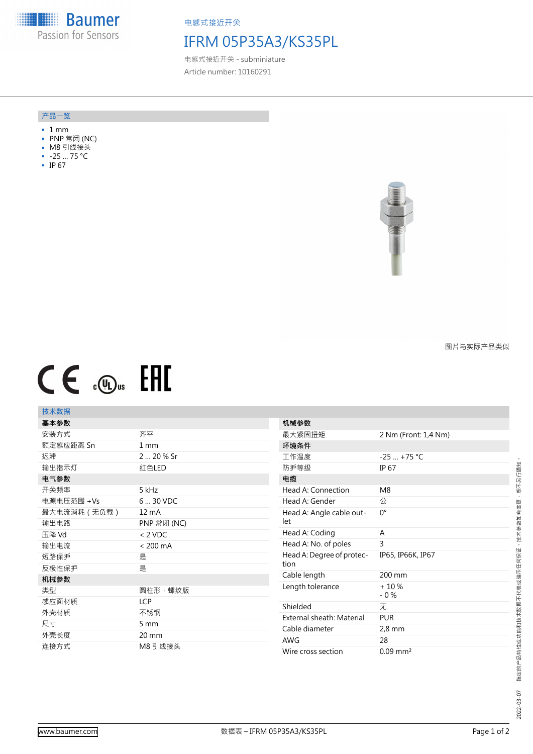电感式接近开关

# IFRM 05P35A3/KS35PL

电感式接近开关 - subminiature

Article number: 10160291

## 产品一览

- 1 mm
- PNP 常闭 (NC)
- M8 引线接头
- -25 ... 75 °C
- IP 67

图片与实际产品类似

## 技术数据

| | |
|---|---|
| **基本参数** | |
| 安装方式 | 齐平 |
| 额定感应距离 Sn | 1 mm |
| 迟滞 | 2 ... 20 % Sr |
| 输出指示灯 | 红色LED |
| **电气参数** | |
| 开关频率 | 5 kHz |
| 电源电压范围 +Vs | 6 ... 30 VDC |
| 最大电流消耗（无负载） | 12 mA |
| 输出电路 | PNP 常闭 (NC) |
| 压降 Vd | < 2 VDC |
| 输出电流 | < 200 mA |
| 短路保护 | 是 |
| 反极性保护 | 是 |
| **机械参数** | |
| 类型 | 圆柱形，螺纹版 |
| 感应面材质 | LCP |
| 外壳材质 | 不锈钢 |
| 尺寸 | 5 mm |
| 外壳长度 | 20 mm |
| 连接方式 | M8 引线接头 |

| | |
|---|---|
| **机械参数** | |
| 最大紧固扭矩 | 2 Nm (Front: 1,4 Nm) |
| **环境条件** | |
| 工作温度 | -25 ... +75 °C |
| 防护等级 | IP 67 |
| **电缆** | |
| Head A: Connection | M8 |
| Head A: Gender | 公 |
| Head A: Angle cable outlet | 0° |
| Head A: Coding | A |
| Head A: No. of poles | 3 |
| Head A: Degree of protection | IP65, IP66K, IP67 |
| Cable length | 200 mm |
| Length tolerance | + 10 %<br>- 0 % |
| Shielded | 无 |
| External sheath: Material | PUR |
| Cable diameter | 2,8 mm |
| AWG | 28 |
| Wire cross section | 0.09 mm² |

2022-03-07 指定的产品特性或功能和技术数据不代表或暗示任何保证。技术参数如有变更，恕不另行通知。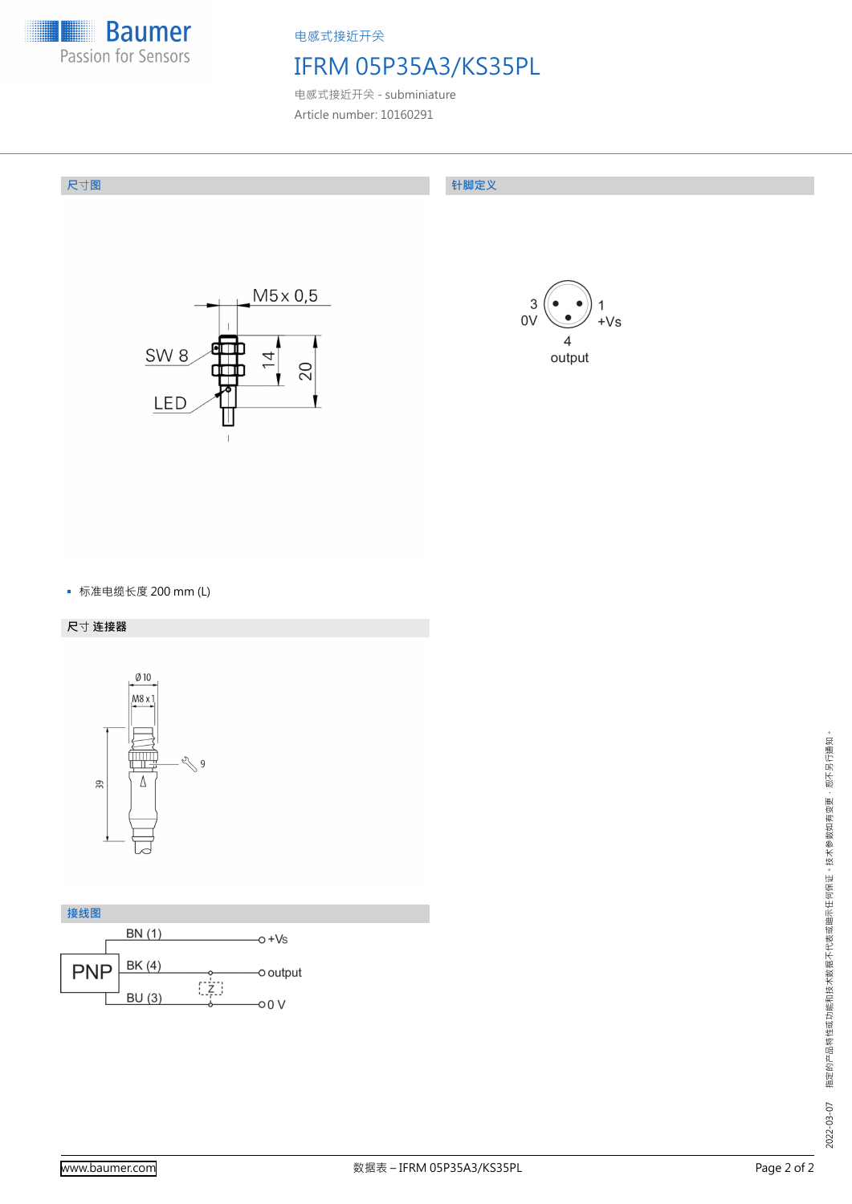电感式接近开关

# IFRM 05P35A3/KS35PL

电感式接近开关 - subminiature

Article number: 10160291

## 尺寸图

M5 x 0,5

SW 8

LED

14

20

- 标准电缆长度 200 mm (L)

## 针脚定义

3
0V

1
+Vs

4
output

## 尺寸 连接器

Ø 10

M8 x 1

39

9

## 接线图

PNP

BN (1) +Vs

BK (4) output

Z

BU (3) 0 V

2022-03-07 指定的产品特性或功能和技术数据不代表或暗示任何保证。技术参数如有变更，恕不另行通知。